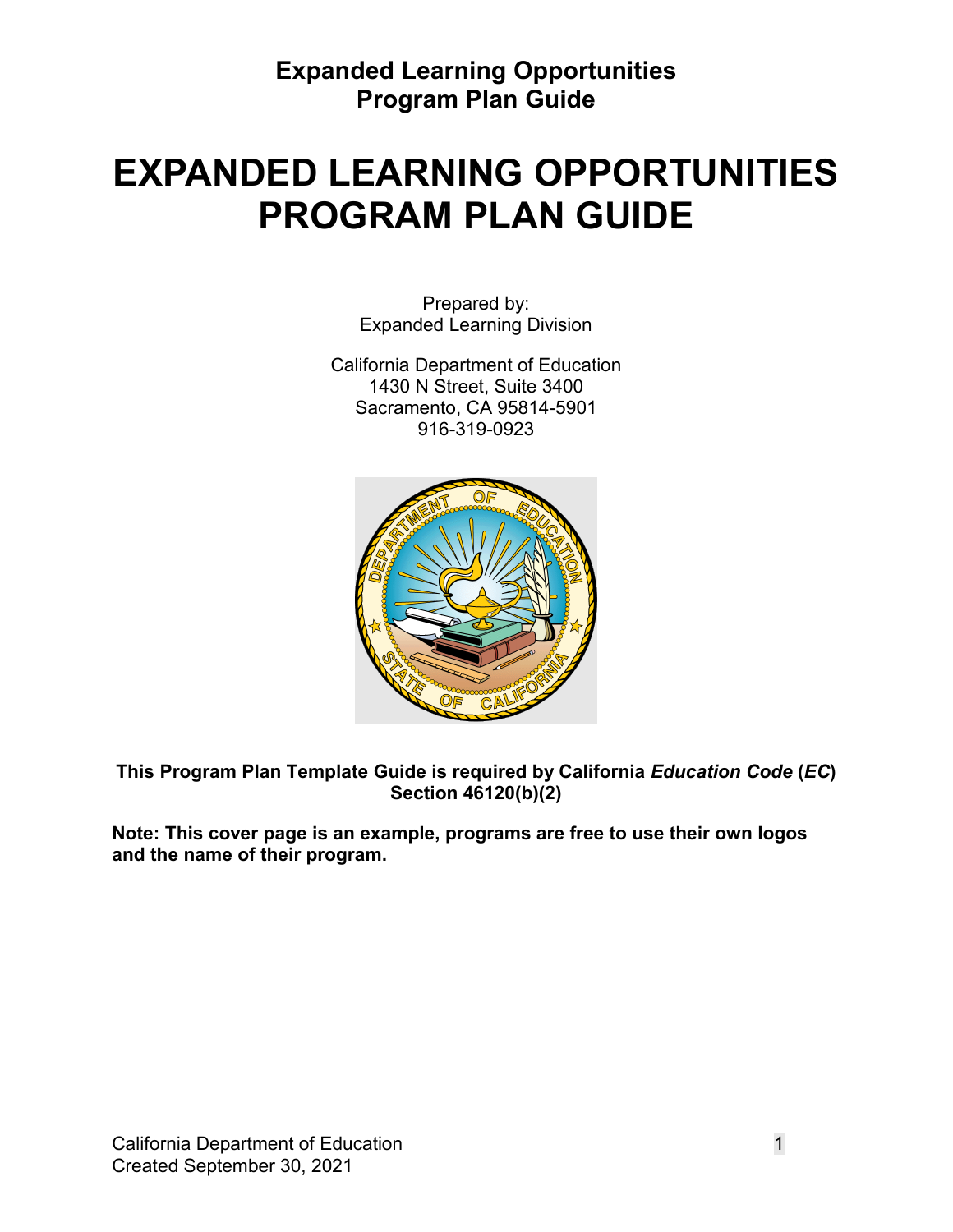# EXPANDED LEARNING OPPORTUNITIES PROGRAM PLAN GUIDE

Prepared by:
Expanded Learning Division

California Department of Education
1430 N Street, Suite 3400
Sacramento, CA 95814-5901
916-319-0923

**This Program Plan Template Guide is required by California *Education Code* (*EC*) Section 46120(b)(2)**

**Note: This cover page is an example, programs are free to use their own logos and the name of their program.**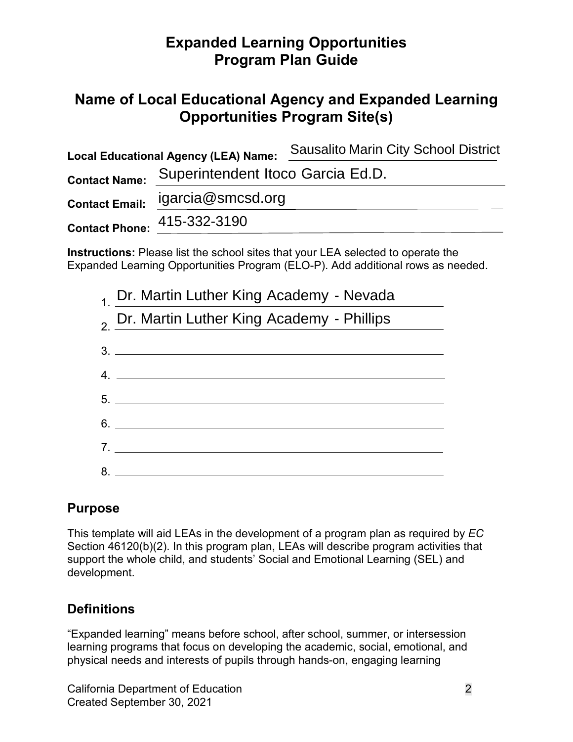# Expanded Learning Opportunities Program Plan Guide

## Name of Local Educational Agency and Expanded Learning Opportunities Program Site(s)

**Local Educational Agency (LEA) Name:** Sausalito Marin City School District

**Contact Name:** Superintendent Itoco Garcia Ed.D.

**Contact Email:** igarcia@smcsd.org

**Contact Phone:** 415-332-3190

**Instructions:** Please list the school sites that your LEA selected to operate the Expanded Learning Opportunities Program (ELO-P). Add additional rows as needed.

1. Dr. Martin Luther King Academy - Nevada
2. Dr. Martin Luther King Academy - Phillips
3.
4.
5.
6.
7.
8.

### Purpose

This template will aid LEAs in the development of a program plan as required by *EC* Section 46120(b)(2). In this program plan, LEAs will describe program activities that support the whole child, and students' Social and Emotional Learning (SEL) and development.

### Definitions

"Expanded learning" means before school, after school, summer, or intersession learning programs that focus on developing the academic, social, emotional, and physical needs and interests of pupils through hands-on, engaging learning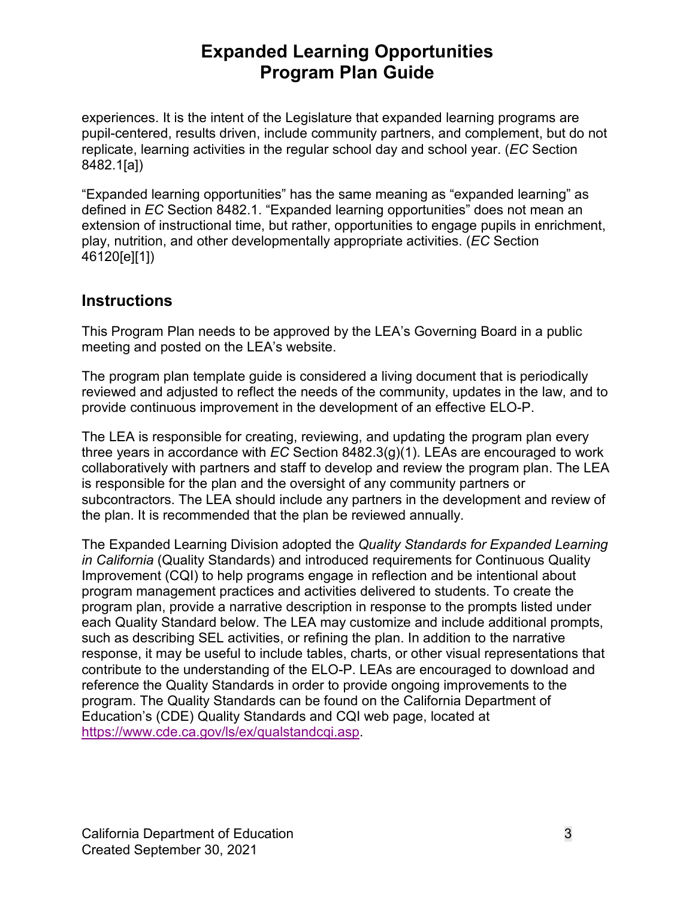experiences. It is the intent of the Legislature that expanded learning programs are pupil-centered, results driven, include community partners, and complement, but do not replicate, learning activities in the regular school day and school year. (*EC* Section 8482.1[a])

“Expanded learning opportunities” has the same meaning as “expanded learning” as defined in *EC* Section 8482.1. “Expanded learning opportunities” does not mean an extension of instructional time, but rather, opportunities to engage pupils in enrichment, play, nutrition, and other developmentally appropriate activities. (*EC* Section 46120[e][1])

## Instructions

This Program Plan needs to be approved by the LEA’s Governing Board in a public meeting and posted on the LEA’s website.

The program plan template guide is considered a living document that is periodically reviewed and adjusted to reflect the needs of the community, updates in the law, and to provide continuous improvement in the development of an effective ELO-P.

The LEA is responsible for creating, reviewing, and updating the program plan every three years in accordance with *EC* Section 8482.3(g)(1). LEAs are encouraged to work collaboratively with partners and staff to develop and review the program plan. The LEA is responsible for the plan and the oversight of any community partners or subcontractors. The LEA should include any partners in the development and review of the plan. It is recommended that the plan be reviewed annually.

The Expanded Learning Division adopted the *Quality Standards for Expanded Learning in California* (Quality Standards) and introduced requirements for Continuous Quality Improvement (CQI) to help programs engage in reflection and be intentional about program management practices and activities delivered to students. To create the program plan, provide a narrative description in response to the prompts listed under each Quality Standard below. The LEA may customize and include additional prompts, such as describing SEL activities, or refining the plan. In addition to the narrative response, it may be useful to include tables, charts, or other visual representations that contribute to the understanding of the ELO-P. LEAs are encouraged to download and reference the Quality Standards in order to provide ongoing improvements to the program. The Quality Standards can be found on the California Department of Education’s (CDE) Quality Standards and CQI web page, located at https://www.cde.ca.gov/ls/ex/qualstandcqi.asp.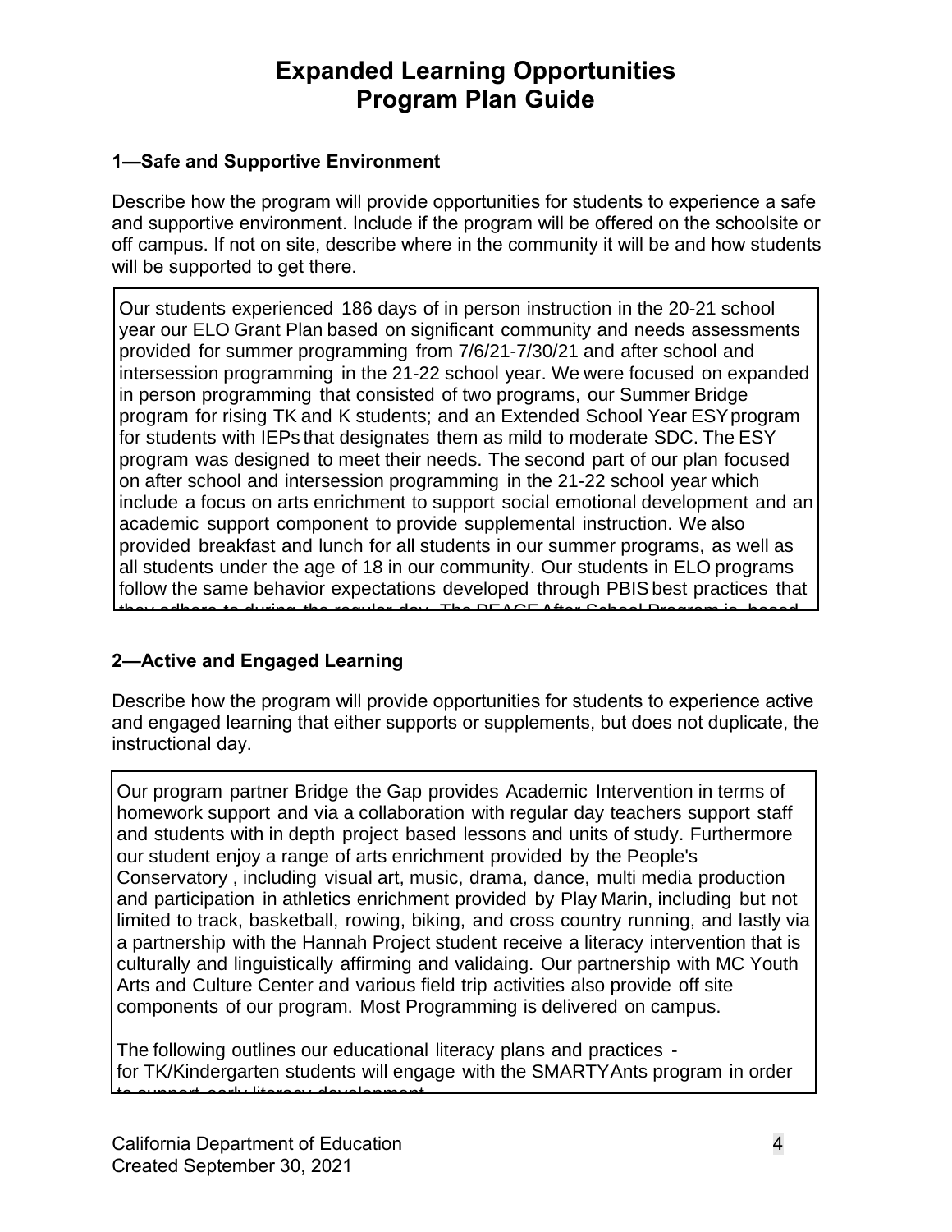# Expanded Learning Opportunities Program Plan Guide

### 1—Safe and Supportive Environment

Describe how the program will provide opportunities for students to experience a safe and supportive environment. Include if the program will be offered on the schoolsite or off campus. If not on site, describe where in the community it will be and how students will be supported to get there.

Our students experienced 186 days of in person instruction in the 20-21 school year our ELO Grant Plan based on significant community and needs assessments provided for summer programming from 7/6/21-7/30/21 and after school and intersession programming in the 21-22 school year. We were focused on expanded in person programming that consisted of two programs, our Summer Bridge program for rising TK and K students; and an Extended School Year ESY program for students with IEPs that designates them as mild to moderate SDC. The ESY program was designed to meet their needs. The second part of our plan focused on after school and intersession programming in the 21-22 school year which include a focus on arts enrichment to support social emotional development and an academic support component to provide supplemental instruction. We also provided breakfast and lunch for all students in our summer programs, as well as all students under the age of 18 in our community. Our students in ELO programs follow the same behavior expectations developed through PBIS best practices that they adhere to during the regular day. The PEACE After School Program is based

### 2—Active and Engaged Learning

Describe how the program will provide opportunities for students to experience active and engaged learning that either supports or supplements, but does not duplicate, the instructional day.

Our program partner Bridge the Gap provides Academic Intervention in terms of homework support and via a collaboration with regular day teachers support staff and students with in depth project based lessons and units of study. Furthermore our student enjoy a range of arts enrichment provided by the People's Conservatory , including visual art, music, drama, dance, multi media production and participation in athletics enrichment provided by Play Marin, including but not limited to track, basketball, rowing, biking, and cross country running, and lastly via a partnership with the Hannah Project student receive a literacy intervention that is culturally and linguistically affirming and validaing. Our partnership with MC Youth Arts and Culture Center and various field trip activities also provide off site components of our program. Most Programming is delivered on campus.

The following outlines our educational literacy plans and practices - for TK/Kindergarten students will engage with the SMARTYAnts program in order to support early literacy development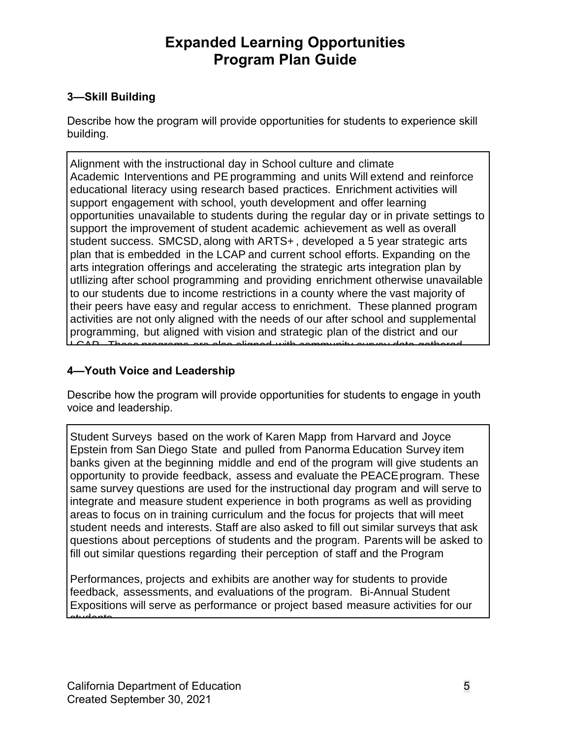# Expanded Learning Opportunities Program Plan Guide

### 3—Skill Building

Describe how the program will provide opportunities for students to experience skill building.

Alignment with the instructional day in School culture and climate
Academic Interventions and PE programming and units Will extend and reinforce educational literacy using research based practices. Enrichment activities will support engagement with school, youth development and offer learning opportunities unavailable to students during the regular day or in private settings to support the improvement of student academic achievement as well as overall student success. SMCSD, along with ARTS+ , developed a 5 year strategic arts plan that is embedded in the LCAP and current school efforts. Expanding on the arts integration offerings and accelerating the strategic arts integration plan by utIlizing after school programming and providing enrichment otherwise unavailable to our students due to income restrictions in a county where the vast majority of their peers have easy and regular access to enrichment. These planned program activities are not only aligned with the needs of our after school and supplemental programming, but aligned with vision and strategic plan of the district and our LCAP. These programs are also aligned with community survey data gathered

### 4—Youth Voice and Leadership

Describe how the program will provide opportunities for students to engage in youth voice and leadership.

Student Surveys based on the work of Karen Mapp from Harvard and Joyce Epstein from San Diego State and pulled from Panorma Education Survey item banks given at the beginning middle and end of the program will give students an opportunity to provide feedback, assess and evaluate the PEACE program. These same survey questions are used for the instructional day program and will serve to integrate and measure student experience in both programs as well as providing areas to focus on in training curriculum and the focus for projects that will meet student needs and interests. Staff are also asked to fill out similar surveys that ask questions about perceptions of students and the program. Parents will be asked to fill out similar questions regarding their perception of staff and the Program

Performances, projects and exhibits are another way for students to provide feedback, assessments, and evaluations of the program. Bi-Annual Student Expositions will serve as performance or project based measure activities for our students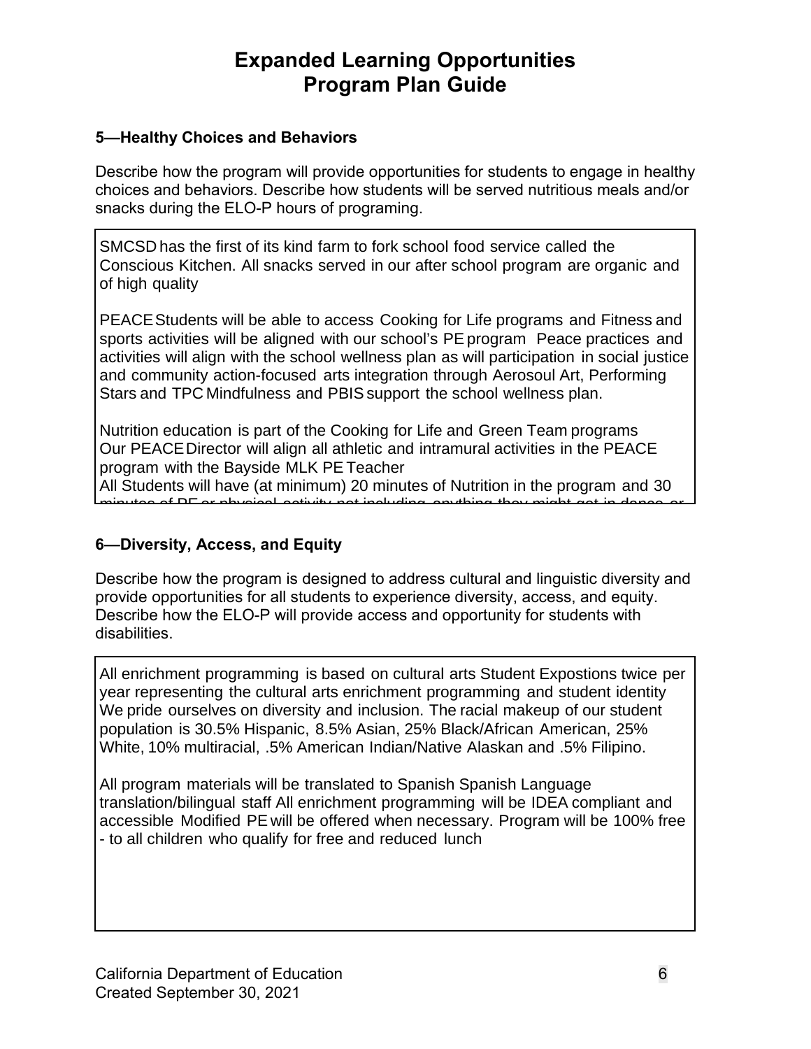# Expanded Learning Opportunities Program Plan Guide

### 5—Healthy Choices and Behaviors

Describe how the program will provide opportunities for students to engage in healthy choices and behaviors. Describe how students will be served nutritious meals and/or snacks during the ELO-P hours of programing.

SMCSD has the first of its kind farm to fork school food service called the Conscious Kitchen. All snacks served in our after school program are organic and of high quality

PEACE Students will be able to access Cooking for Life programs and Fitness and sports activities will be aligned with our school's PE program Peace practices and activities will align with the school wellness plan as will participation in social justice and community action-focused arts integration through Aerosoul Art, Performing Stars and TPC Mindfulness and PBIS support the school wellness plan.

Nutrition education is part of the Cooking for Life and Green Team programs
Our PEACE Director will align all athletic and intramural activities in the PEACE program with the Bayside MLK PE Teacher
All Students will have (at minimum) 20 minutes of Nutrition in the program and 30 minutes of PE or physical activity not including anything they might get in dance or

### 6—Diversity, Access, and Equity

Describe how the program is designed to address cultural and linguistic diversity and provide opportunities for all students to experience diversity, access, and equity. Describe how the ELO-P will provide access and opportunity for students with disabilities.

All enrichment programming is based on cultural arts Student Expostions twice per year representing the cultural arts enrichment programming and student identity We pride ourselves on diversity and inclusion. The racial makeup of our student population is 30.5% Hispanic, 8.5% Asian, 25% Black/African American, 25% White, 10% multiracial, .5% American Indian/Native Alaskan and .5% Filipino.

All program materials will be translated to Spanish Spanish Language translation/bilingual staff All enrichment programming will be IDEA compliant and accessible Modified PE will be offered when necessary. Program will be 100% free - to all children who qualify for free and reduced lunch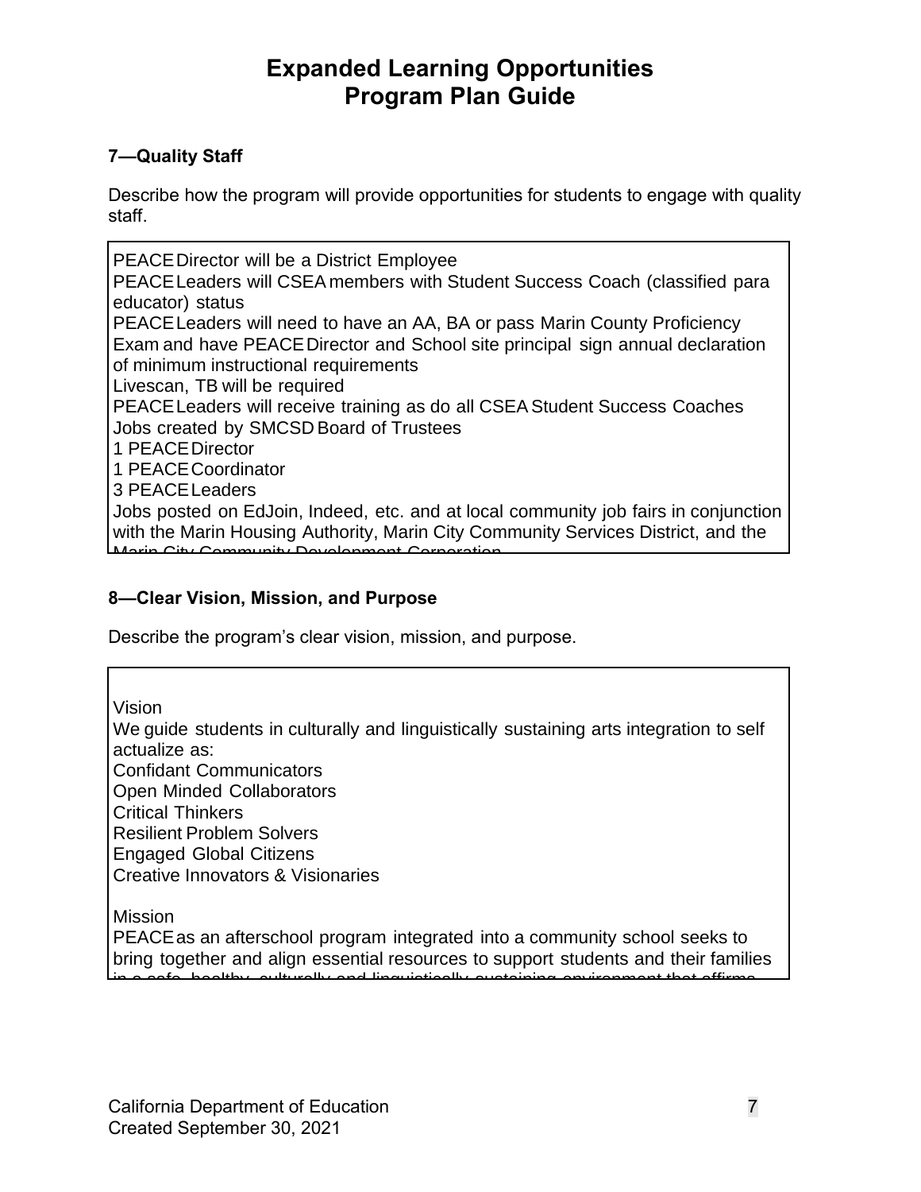# Expanded Learning Opportunities Program Plan Guide

### 7—Quality Staff

Describe how the program will provide opportunities for students to engage with quality staff.

PEACE Director will be a District Employee
PEACE Leaders will CSEA members with Student Success Coach (classified para educator) status
PEACE Leaders will need to have an AA, BA or pass Marin County Proficiency Exam and have PEACE Director and School site principal sign annual declaration of minimum instructional requirements
Livescan, TB will be required
PEACE Leaders will receive training as do all CSEA Student Success Coaches
Jobs created by SMCSD Board of Trustees
1 PEACE Director
1 PEACE Coordinator
3 PEACE Leaders
Jobs posted on EdJoin, Indeed, etc. and at local community job fairs in conjunction with the Marin Housing Authority, Marin City Community Services District, and the Marin City Community Development Corporation

### 8—Clear Vision, Mission, and Purpose

Describe the program's clear vision, mission, and purpose.

Vision
We guide students in culturally and linguistically sustaining arts integration to self actualize as:
Confidant Communicators
Open Minded Collaborators
Critical Thinkers
Resilient Problem Solvers
Engaged Global Citizens
Creative Innovators & Visionaries

Mission
PEACE as an afterschool program integrated into a community school seeks to bring together and align essential resources to support students and their families in a safe, healthy, culturally and linguistically sustaining environment that affirms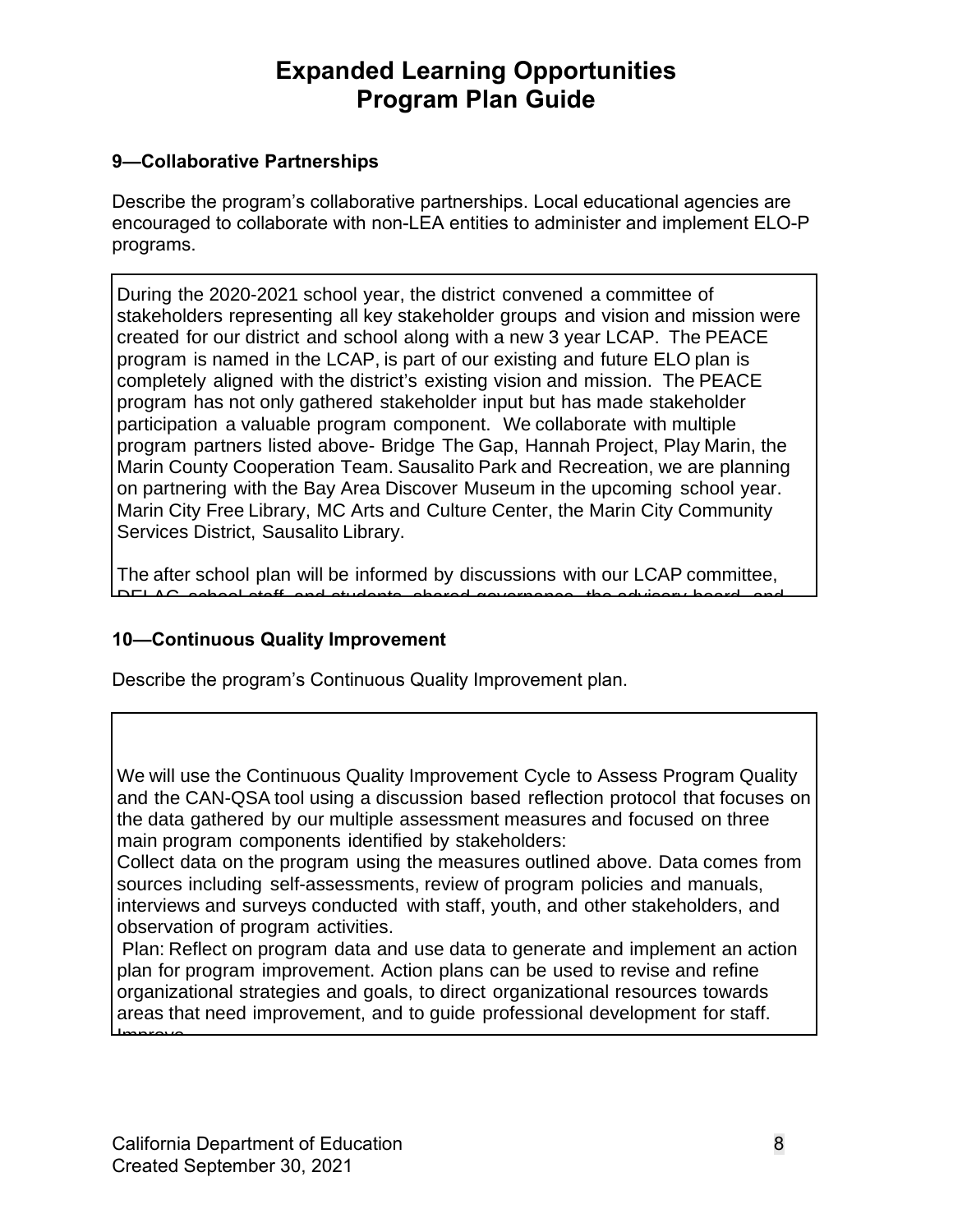# Expanded Learning Opportunities Program Plan Guide

### 9—Collaborative Partnerships

Describe the program's collaborative partnerships. Local educational agencies are encouraged to collaborate with non-LEA entities to administer and implement ELO-P programs.

During the 2020-2021 school year, the district convened a committee of stakeholders representing all key stakeholder groups and vision and mission were created for our district and school along with a new 3 year LCAP. The PEACE program is named in the LCAP, is part of our existing and future ELO plan is completely aligned with the district's existing vision and mission. The PEACE program has not only gathered stakeholder input but has made stakeholder participation a valuable program component. We collaborate with multiple program partners listed above- Bridge The Gap, Hannah Project, Play Marin, the Marin County Cooperation Team. Sausalito Park and Recreation, we are planning on partnering with the Bay Area Discover Museum in the upcoming school year. Marin City Free Library, MC Arts and Culture Center, the Marin City Community Services District, Sausalito Library.

The after school plan will be informed by discussions with our LCAP committee, DELAC, school staff, and students, shared governance, the advisory board, and

### 10—Continuous Quality Improvement

Describe the program's Continuous Quality Improvement plan.

We will use the Continuous Quality Improvement Cycle to Assess Program Quality and the CAN-QSA tool using a discussion based reflection protocol that focuses on the data gathered by our multiple assessment measures and focused on three main program components identified by stakeholders:
Collect data on the program using the measures outlined above. Data comes from sources including self-assessments, review of program policies and manuals, interviews and surveys conducted with staff, youth, and other stakeholders, and observation of program activities.
Plan: Reflect on program data and use data to generate and implement an action plan for program improvement. Action plans can be used to revise and refine organizational strategies and goals, to direct organizational resources towards areas that need improvement, and to guide professional development for staff.
Improve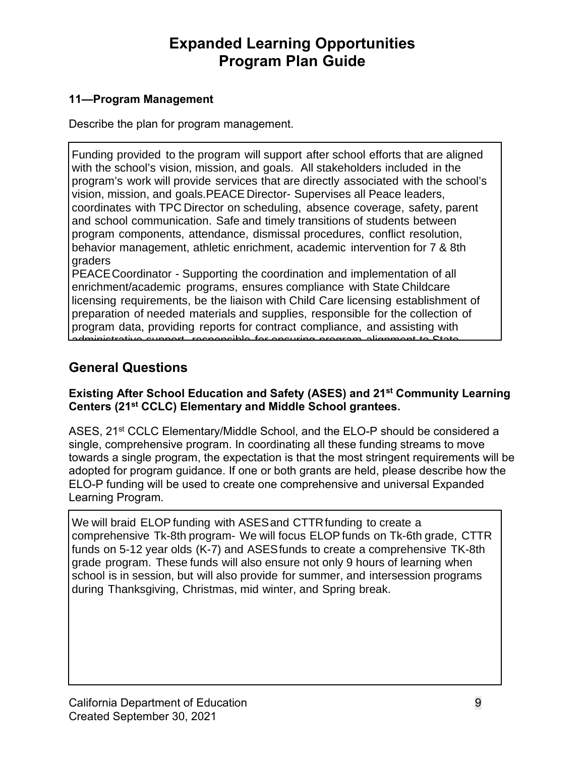# Expanded Learning Opportunities
# Program Plan Guide

### 11—Program Management

Describe the plan for program management.

Funding provided to the program will support after school efforts that are aligned with the school's vision, mission, and goals. All stakeholders included in the program's work will provide services that are directly associated with the school's vision, mission, and goals.PEACE Director- Supervises all Peace leaders, coordinates with TPC Director on scheduling, absence coverage, safety, parent and school communication. Safe and timely transitions of students between program components, attendance, dismissal procedures, conflict resolution, behavior management, athletic enrichment, academic intervention for 7 & 8th graders
PEACE Coordinator - Supporting the coordination and implementation of all enrichment/academic programs, ensures compliance with State Childcare licensing requirements, be the liaison with Child Care licensing establishment of preparation of needed materials and supplies, responsible for the collection of program data, providing reports for contract compliance, and assisting with administrative support, responsible for ensuring program alignment to State

## General Questions

### Existing After School Education and Safety (ASES) and 21st Community Learning Centers (21st CCLC) Elementary and Middle School grantees.

ASES, 21st CCLC Elementary/Middle School, and the ELO-P should be considered a single, comprehensive program. In coordinating all these funding streams to move towards a single program, the expectation is that the most stringent requirements will be adopted for program guidance. If one or both grants are held, please describe how the ELO-P funding will be used to create one comprehensive and universal Expanded Learning Program.

We will braid ELOP funding with ASES and CTTR funding to create a comprehensive Tk-8th program- We will focus ELOP funds on Tk-6th grade, CTTR funds on 5-12 year olds (K-7) and ASES funds to create a comprehensive TK-8th grade program. These funds will also ensure not only 9 hours of learning when school is in session, but will also provide for summer, and intersession programs during Thanksgiving, Christmas, mid winter, and Spring break.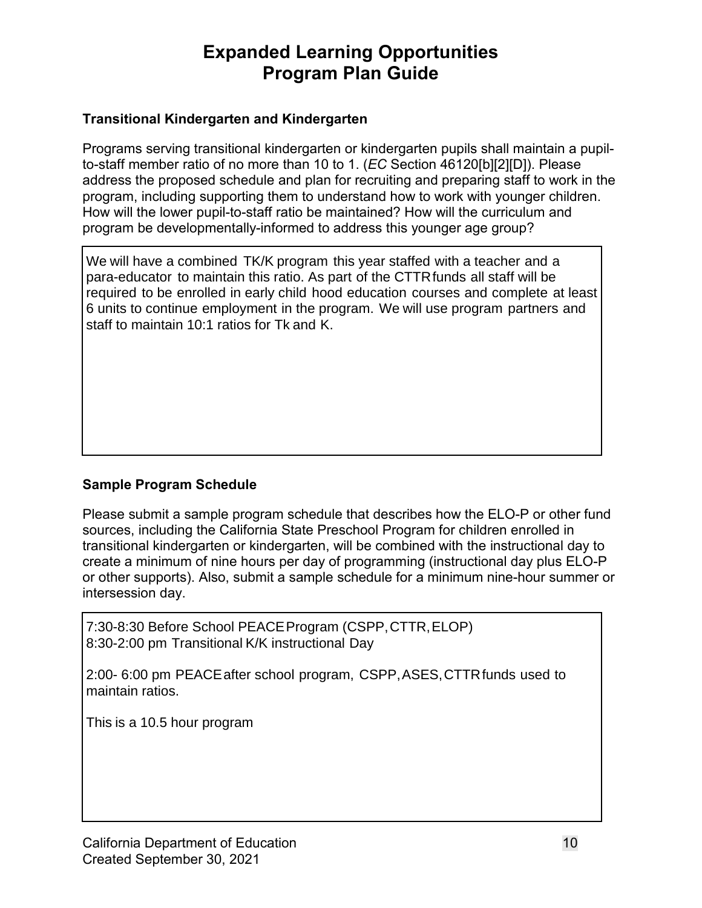# Expanded Learning Opportunities Program Plan Guide

### Transitional Kindergarten and Kindergarten

Programs serving transitional kindergarten or kindergarten pupils shall maintain a pupil-to-staff member ratio of no more than 10 to 1. (*EC* Section 46120[b][2][D]). Please address the proposed schedule and plan for recruiting and preparing staff to work in the program, including supporting them to understand how to work with younger children. How will the lower pupil-to-staff ratio be maintained? How will the curriculum and program be developmentally-informed to address this younger age group?

We will have a combined TK/K program this year staffed with a teacher and a para-educator to maintain this ratio. As part of the CTTR funds all staff will be required to be enrolled in early child hood education courses and complete at least 6 units to continue employment in the program. We will use program partners and staff to maintain 10:1 ratios for Tk and K.

### Sample Program Schedule

Please submit a sample program schedule that describes how the ELO-P or other fund sources, including the California State Preschool Program for children enrolled in transitional kindergarten or kindergarten, will be combined with the instructional day to create a minimum of nine hours per day of programming (instructional day plus ELO-P or other supports). Also, submit a sample schedule for a minimum nine-hour summer or intersession day.

7:30-8:30 Before School PEACE Program (CSPP, CTTR, ELOP)
8:30-2:00 pm Transitional K/K instructional Day

2:00- 6:00 pm PEACE after school program, CSPP, ASES, CTTR funds used to maintain ratios.

This is a 10.5 hour program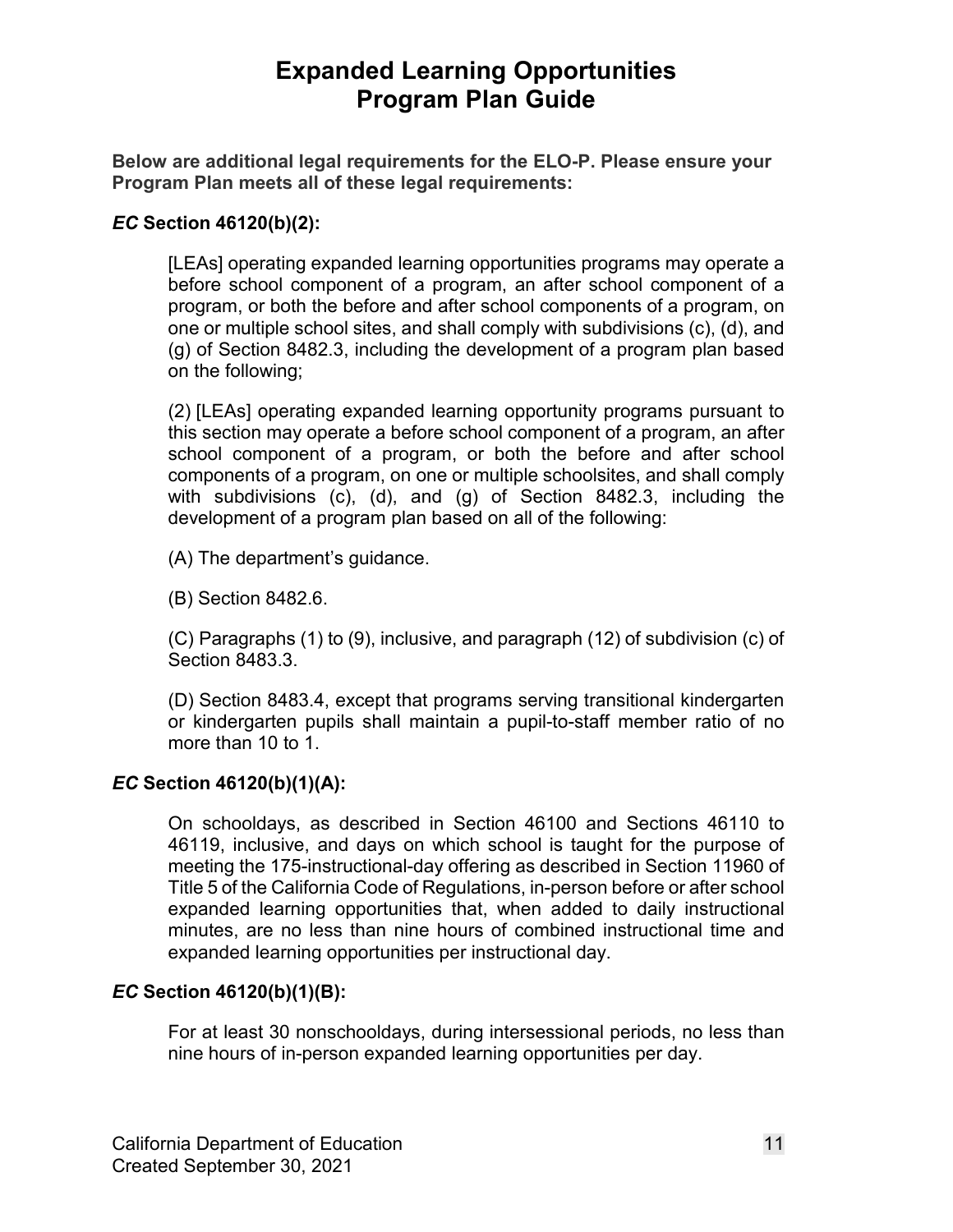# Expanded Learning Opportunities Program Plan Guide

**Below are additional legal requirements for the ELO-P. Please ensure your Program Plan meets all of these legal requirements:**

### *EC* Section 46120(b)(2):

> [LEAs] operating expanded learning opportunities programs may operate a before school component of a program, an after school component of a program, or both the before and after school components of a program, on one or multiple school sites, and shall comply with subdivisions (c), (d), and (g) of Section 8482.3, including the development of a program plan based on the following;
>
> (2) [LEAs] operating expanded learning opportunity programs pursuant to this section may operate a before school component of a program, an after school component of a program, or both the before and after school components of a program, on one or multiple schoolsites, and shall comply with subdivisions (c), (d), and (g) of Section 8482.3, including the development of a program plan based on all of the following:
>
> (A) The department's guidance.
>
> (B) Section 8482.6.
>
> (C) Paragraphs (1) to (9), inclusive, and paragraph (12) of subdivision (c) of Section 8483.3.
>
> (D) Section 8483.4, except that programs serving transitional kindergarten or kindergarten pupils shall maintain a pupil-to-staff member ratio of no more than 10 to 1.

### *EC* Section 46120(b)(1)(A):

> On schooldays, as described in Section 46100 and Sections 46110 to 46119, inclusive, and days on which school is taught for the purpose of meeting the 175-instructional-day offering as described in Section 11960 of Title 5 of the California Code of Regulations, in-person before or after school expanded learning opportunities that, when added to daily instructional minutes, are no less than nine hours of combined instructional time and expanded learning opportunities per instructional day.

### *EC* Section 46120(b)(1)(B):

> For at least 30 nonschooldays, during intersessional periods, no less than nine hours of in-person expanded learning opportunities per day.

California Department of Education
Created September 30, 2021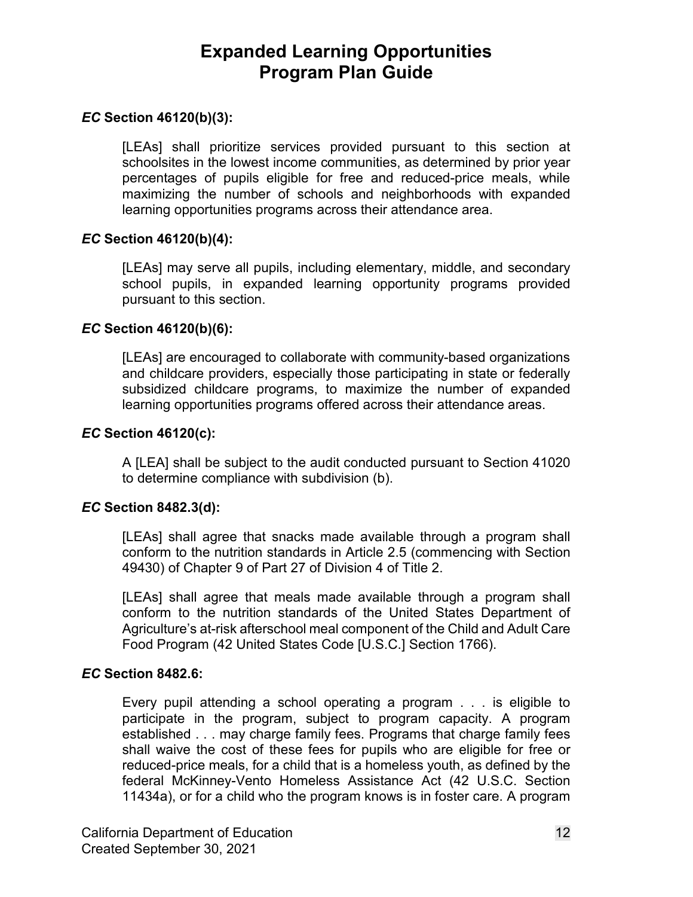# Expanded Learning Opportunities Program Plan Guide

### *EC* Section 46120(b)(3):

[LEAs] shall prioritize services provided pursuant to this section at schoolsites in the lowest income communities, as determined by prior year percentages of pupils eligible for free and reduced-price meals, while maximizing the number of schools and neighborhoods with expanded learning opportunities programs across their attendance area.

### *EC* Section 46120(b)(4):

[LEAs] may serve all pupils, including elementary, middle, and secondary school pupils, in expanded learning opportunity programs provided pursuant to this section.

### *EC* Section 46120(b)(6):

[LEAs] are encouraged to collaborate with community-based organizations and childcare providers, especially those participating in state or federally subsidized childcare programs, to maximize the number of expanded learning opportunities programs offered across their attendance areas.

### *EC* Section 46120(c):

A [LEA] shall be subject to the audit conducted pursuant to Section 41020 to determine compliance with subdivision (b).

### *EC* Section 8482.3(d):

[LEAs] shall agree that snacks made available through a program shall conform to the nutrition standards in Article 2.5 (commencing with Section 49430) of Chapter 9 of Part 27 of Division 4 of Title 2.

[LEAs] shall agree that meals made available through a program shall conform to the nutrition standards of the United States Department of Agriculture's at-risk afterschool meal component of the Child and Adult Care Food Program (42 United States Code [U.S.C.] Section 1766).

### *EC* Section 8482.6:

Every pupil attending a school operating a program . . . is eligible to participate in the program, subject to program capacity. A program established . . . may charge family fees. Programs that charge family fees shall waive the cost of these fees for pupils who are eligible for free or reduced-price meals, for a child that is a homeless youth, as defined by the federal McKinney-Vento Homeless Assistance Act (42 U.S.C. Section 11434a), or for a child who the program knows is in foster care. A program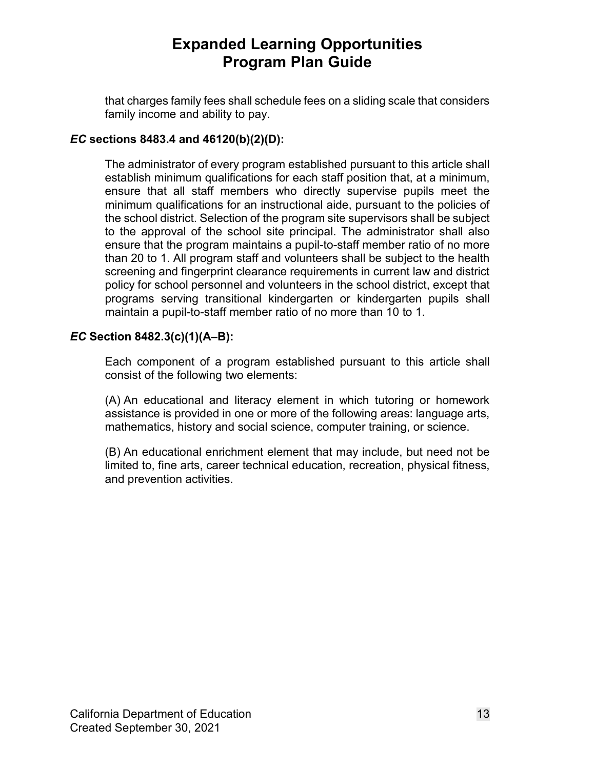that charges family fees shall schedule fees on a sliding scale that considers family income and ability to pay.

### ***EC*** **sections 8483.4 and 46120(b)(2)(D):**

The administrator of every program established pursuant to this article shall establish minimum qualifications for each staff position that, at a minimum, ensure that all staff members who directly supervise pupils meet the minimum qualifications for an instructional aide, pursuant to the policies of the school district. Selection of the program site supervisors shall be subject to the approval of the school site principal. The administrator shall also ensure that the program maintains a pupil-to-staff member ratio of no more than 20 to 1. All program staff and volunteers shall be subject to the health screening and fingerprint clearance requirements in current law and district policy for school personnel and volunteers in the school district, except that programs serving transitional kindergarten or kindergarten pupils shall maintain a pupil-to-staff member ratio of no more than 10 to 1.

### ***EC*** **Section 8482.3(c)(1)(A–B):**

Each component of a program established pursuant to this article shall consist of the following two elements:

(A) An educational and literacy element in which tutoring or homework assistance is provided in one or more of the following areas: language arts, mathematics, history and social science, computer training, or science.

(B) An educational enrichment element that may include, but need not be limited to, fine arts, career technical education, recreation, physical fitness, and prevention activities.